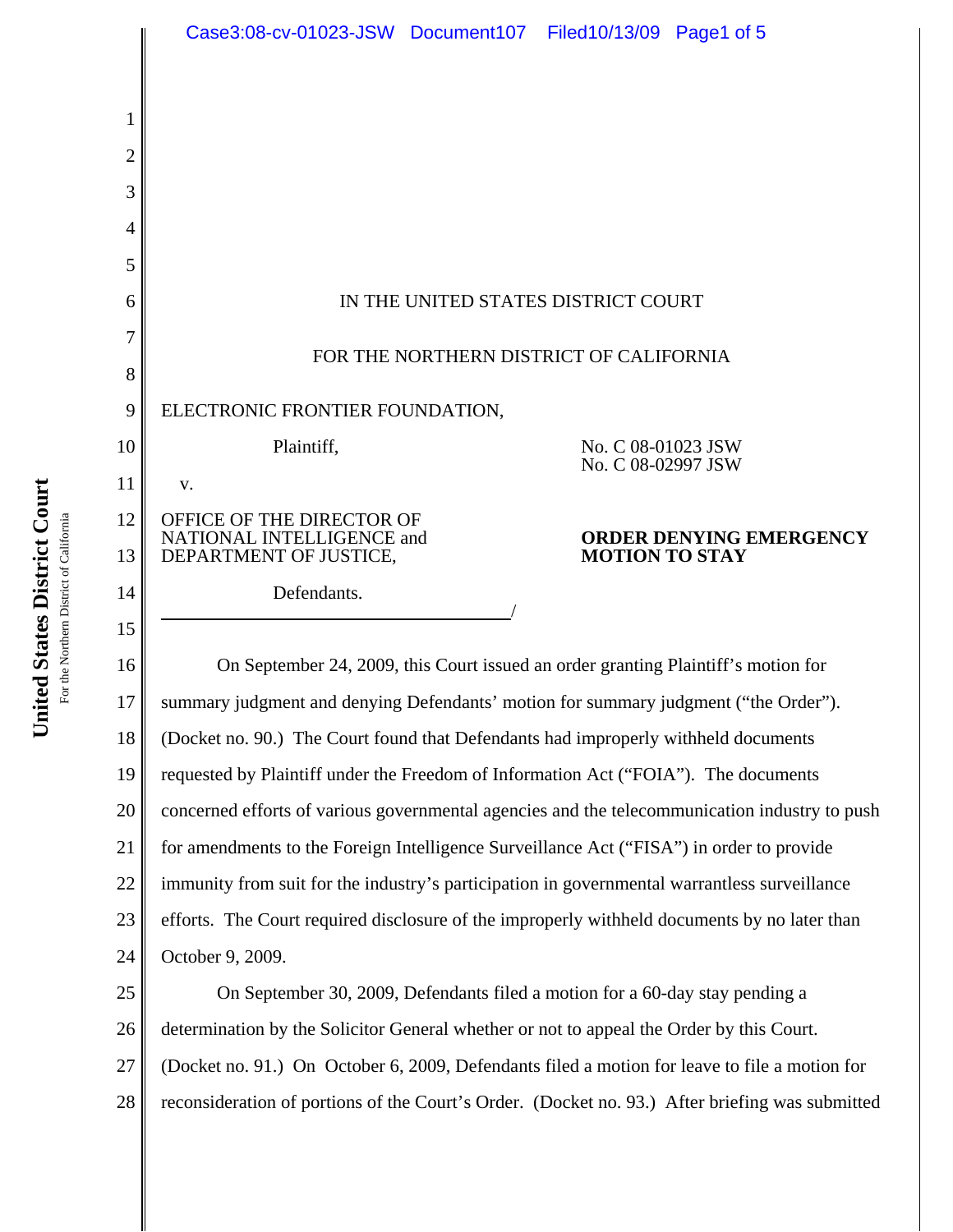IN THE UNITED STATES DISTRICT COURT

FOR THE NORTHERN DISTRICT OF CALIFORNIA

ELECTRONIC FRONTIER FOUNDATION,

Plaintiff,

v.

OFFICE OF THE DIRECTOR OF NATIONAL INTELLIGENCE and DEPARTMENT OF JUSTICE,

Defendants.

No. C 08-01023 JSW
No. C 08-02997 JSW

**ORDER DENYING EMERGENCY MOTION TO STAY**

On September 24, 2009, this Court issued an order granting Plaintiff's motion for summary judgment and denying Defendants' motion for summary judgment ("the Order"). (Docket no. 90.) The Court found that Defendants had improperly withheld documents requested by Plaintiff under the Freedom of Information Act ("FOIA"). The documents concerned efforts of various governmental agencies and the telecommunication industry to push for amendments to the Foreign Intelligence Surveillance Act ("FISA") in order to provide immunity from suit for the industry's participation in governmental warrantless surveillance efforts. The Court required disclosure of the improperly withheld documents by no later than October 9, 2009.

On September 30, 2009, Defendants filed a motion for a 60-day stay pending a determination by the Solicitor General whether or not to appeal the Order by this Court. (Docket no. 91.) On October 6, 2009, Defendants filed a motion for leave to file a motion for reconsideration of portions of the Court's Order. (Docket no. 93.) After briefing was submitted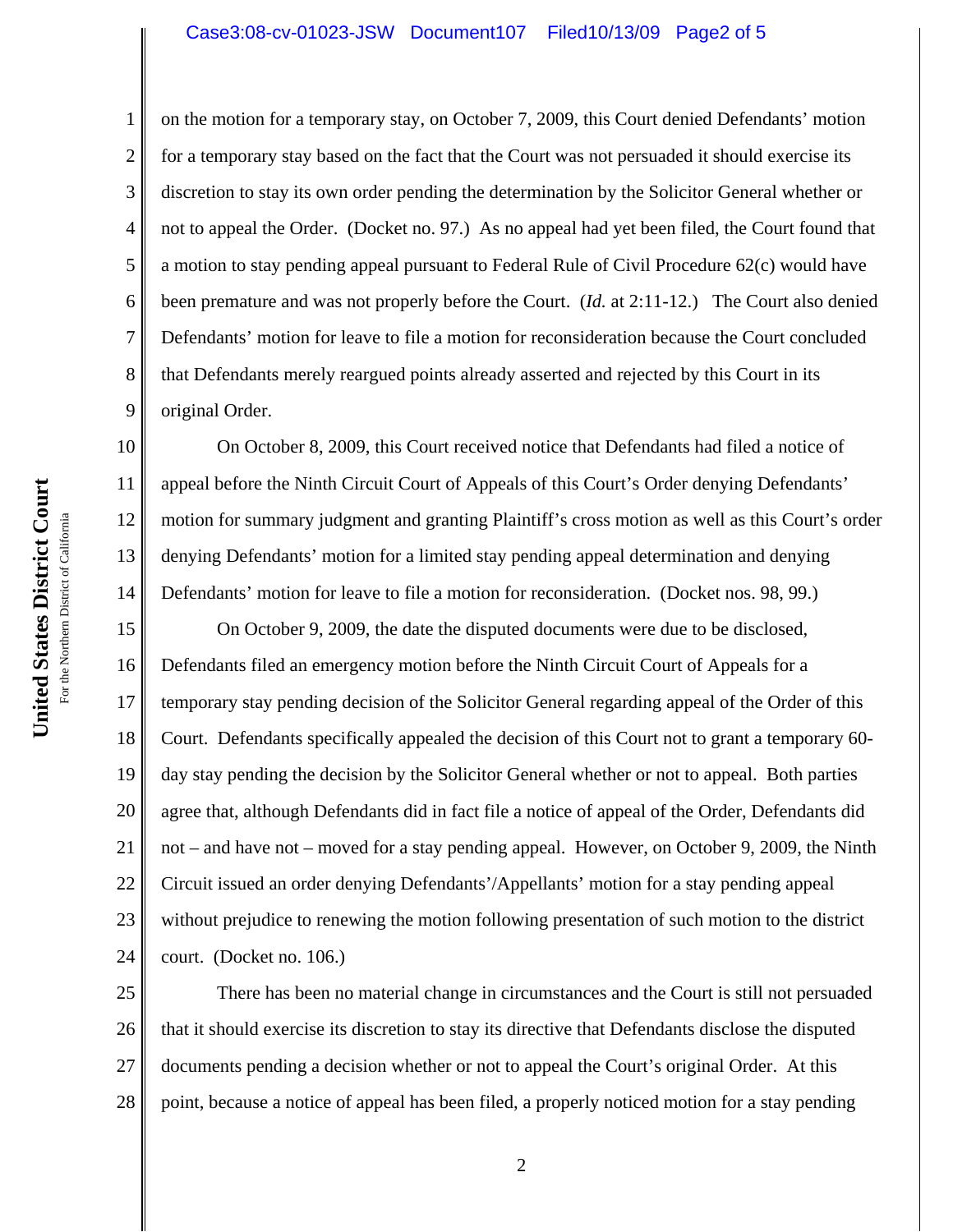on the motion for a temporary stay, on October 7, 2009, this Court denied Defendants' motion for a temporary stay based on the fact that the Court was not persuaded it should exercise its discretion to stay its own order pending the determination by the Solicitor General whether or not to appeal the Order. (Docket no. 97.) As no appeal had yet been filed, the Court found that a motion to stay pending appeal pursuant to Federal Rule of Civil Procedure 62(c) would have been premature and was not properly before the Court. (*Id.* at 2:11-12.) The Court also denied Defendants' motion for leave to file a motion for reconsideration because the Court concluded that Defendants merely reargued points already asserted and rejected by this Court in its original Order.

On October 8, 2009, this Court received notice that Defendants had filed a notice of appeal before the Ninth Circuit Court of Appeals of this Court's Order denying Defendants' motion for summary judgment and granting Plaintiff's cross motion as well as this Court's order denying Defendants' motion for a limited stay pending appeal determination and denying Defendants' motion for leave to file a motion for reconsideration. (Docket nos. 98, 99.)

On October 9, 2009, the date the disputed documents were due to be disclosed, Defendants filed an emergency motion before the Ninth Circuit Court of Appeals for a temporary stay pending decision of the Solicitor General regarding appeal of the Order of this Court. Defendants specifically appealed the decision of this Court not to grant a temporary 60-day stay pending the decision by the Solicitor General whether or not to appeal. Both parties agree that, although Defendants did in fact file a notice of appeal of the Order, Defendants did not – and have not – moved for a stay pending appeal. However, on October 9, 2009, the Ninth Circuit issued an order denying Defendants'/Appellants' motion for a stay pending appeal without prejudice to renewing the motion following presentation of such motion to the district court. (Docket no. 106.)

There has been no material change in circumstances and the Court is still not persuaded that it should exercise its discretion to stay its directive that Defendants disclose the disputed documents pending a decision whether or not to appeal the Court's original Order. At this point, because a notice of appeal has been filed, a properly noticed motion for a stay pending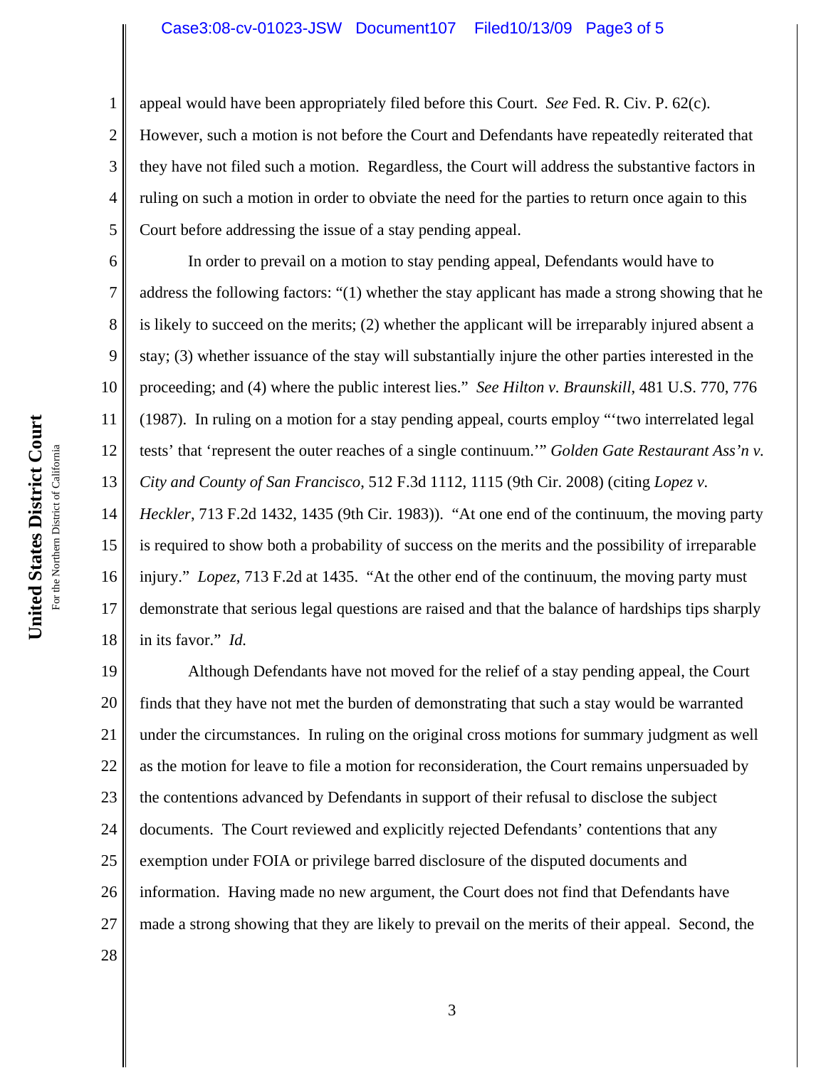appeal would have been appropriately filed before this Court. *See* Fed. R. Civ. P. 62(c). However, such a motion is not before the Court and Defendants have repeatedly reiterated that they have not filed such a motion. Regardless, the Court will address the substantive factors in ruling on such a motion in order to obviate the need for the parties to return once again to this Court before addressing the issue of a stay pending appeal.

In order to prevail on a motion to stay pending appeal, Defendants would have to address the following factors: "(1) whether the stay applicant has made a strong showing that he is likely to succeed on the merits; (2) whether the applicant will be irreparably injured absent a stay; (3) whether issuance of the stay will substantially injure the other parties interested in the proceeding; and (4) where the public interest lies." *See Hilton v. Braunskill*, 481 U.S. 770, 776 (1987). In ruling on a motion for a stay pending appeal, courts employ "'two interrelated legal tests' that 'represent the outer reaches of a single continuum.'" *Golden Gate Restaurant Ass'n v. City and County of San Francisco*, 512 F.3d 1112, 1115 (9th Cir. 2008) (citing *Lopez v. Heckler*, 713 F.2d 1432, 1435 (9th Cir. 1983)). "At one end of the continuum, the moving party is required to show both a probability of success on the merits and the possibility of irreparable injury." *Lopez*, 713 F.2d at 1435. "At the other end of the continuum, the moving party must demonstrate that serious legal questions are raised and that the balance of hardships tips sharply in its favor." *Id.*

Although Defendants have not moved for the relief of a stay pending appeal, the Court finds that they have not met the burden of demonstrating that such a stay would be warranted under the circumstances. In ruling on the original cross motions for summary judgment as well as the motion for leave to file a motion for reconsideration, the Court remains unpersuaded by the contentions advanced by Defendants in support of their refusal to disclose the subject documents. The Court reviewed and explicitly rejected Defendants' contentions that any exemption under FOIA or privilege barred disclosure of the disputed documents and information. Having made no new argument, the Court does not find that Defendants have made a strong showing that they are likely to prevail on the merits of their appeal. Second, the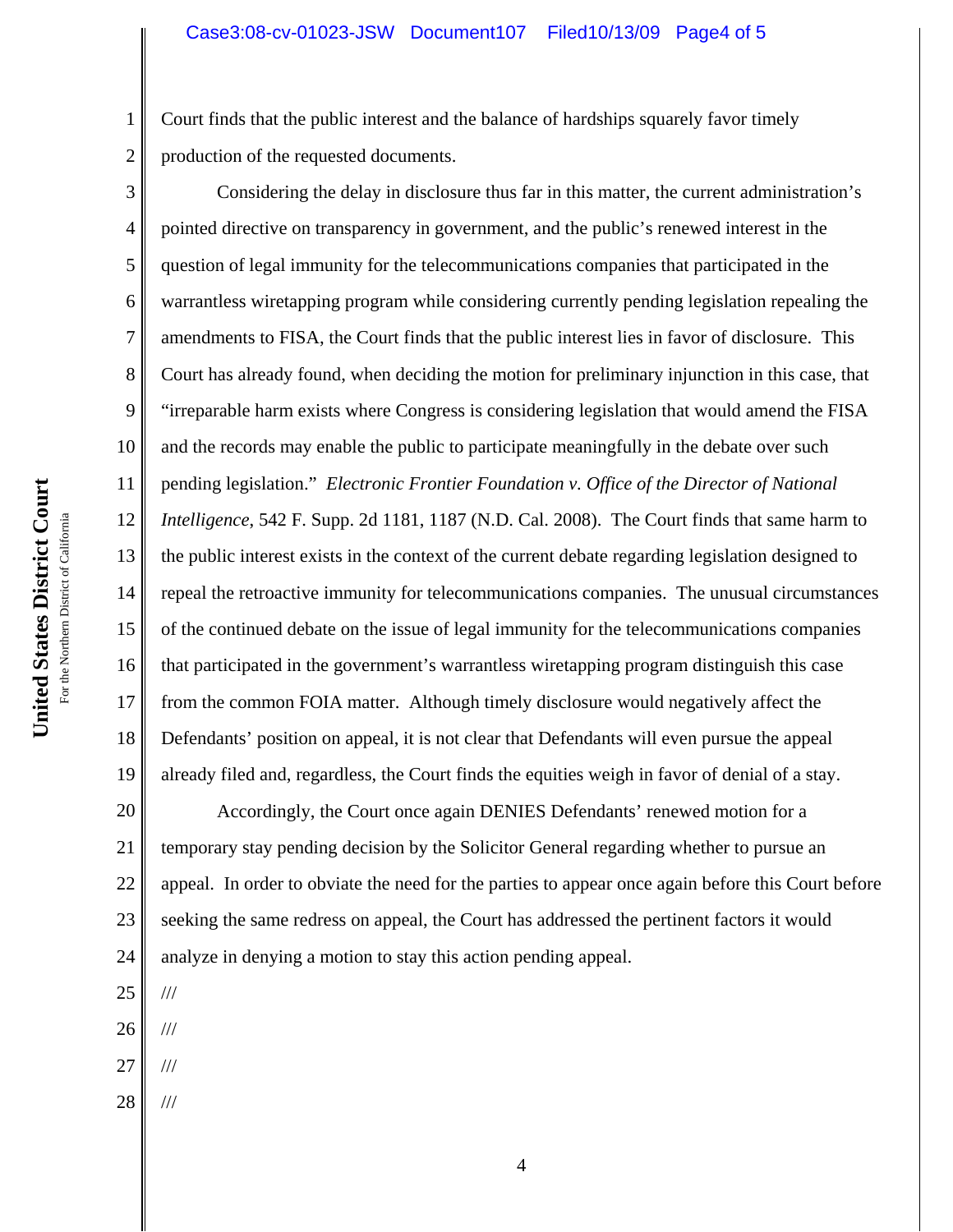Court finds that the public interest and the balance of hardships squarely favor timely production of the requested documents.

Considering the delay in disclosure thus far in this matter, the current administration's pointed directive on transparency in government, and the public's renewed interest in the question of legal immunity for the telecommunications companies that participated in the warrantless wiretapping program while considering currently pending legislation repealing the amendments to FISA, the Court finds that the public interest lies in favor of disclosure. This Court has already found, when deciding the motion for preliminary injunction in this case, that "irreparable harm exists where Congress is considering legislation that would amend the FISA and the records may enable the public to participate meaningfully in the debate over such pending legislation." *Electronic Frontier Foundation v. Office of the Director of National Intelligence*, 542 F. Supp. 2d 1181, 1187 (N.D. Cal. 2008). The Court finds that same harm to the public interest exists in the context of the current debate regarding legislation designed to repeal the retroactive immunity for telecommunications companies. The unusual circumstances of the continued debate on the issue of legal immunity for the telecommunications companies that participated in the government's warrantless wiretapping program distinguish this case from the common FOIA matter. Although timely disclosure would negatively affect the Defendants' position on appeal, it is not clear that Defendants will even pursue the appeal already filed and, regardless, the Court finds the equities weigh in favor of denial of a stay.

Accordingly, the Court once again DENIES Defendants' renewed motion for a temporary stay pending decision by the Solicitor General regarding whether to pursue an appeal. In order to obviate the need for the parties to appear once again before this Court before seeking the same redress on appeal, the Court has addressed the pertinent factors it would analyze in denying a motion to stay this action pending appeal.

///

///

///

///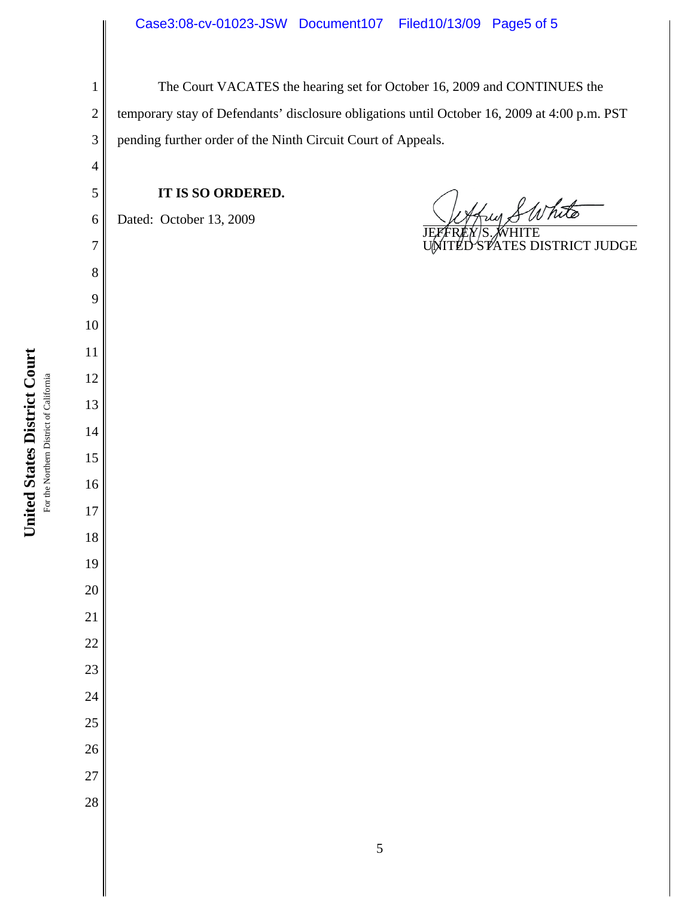The Court VACATES the hearing set for October 16, 2009 and CONTINUES the temporary stay of Defendants' disclosure obligations until October 16, 2009 at 4:00 p.m. PST pending further order of the Ninth Circuit Court of Appeals.

**IT IS SO ORDERED.**

Dated: October 13, 2009

JEFFREY S. WHITE
UNITED STATES DISTRICT JUDGE